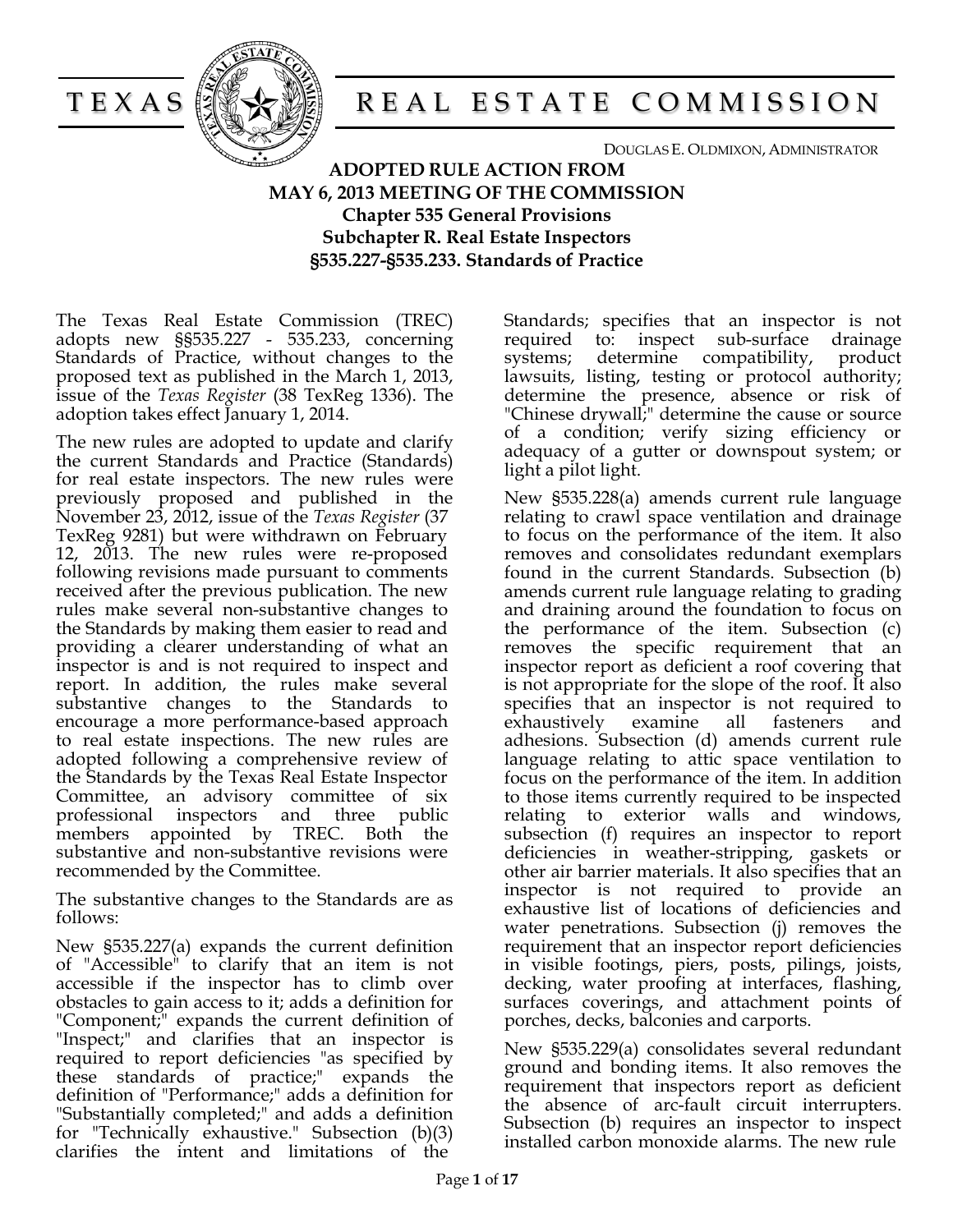# TEXAS REAL ESTATE COMMISSION

DOUGLAS E. OLDMIXON, ADMINISTRATOR

## ADOPTED RULE ACTION FROM MAY 6, 2013 MEETING OF THE COMMISSION

### Chapter 535 General Provisions
### Subchapter R. Real Estate Inspectors
### §535.227-§535.233. Standards of Practice

The Texas Real Estate Commission (TREC) adopts new §§535.227 - 535.233, concerning Standards of Practice, without changes to the proposed text as published in the March 1, 2013, issue of the *Texas Register* (38 TexReg 1336). The adoption takes effect January 1, 2014.

The new rules are adopted to update and clarify the current Standards and Practice (Standards) for real estate inspectors. The new rules were previously proposed and published in the November 23, 2012, issue of the *Texas Register* (37 TexReg 9281) but were withdrawn on February 12, 2013. The new rules were re-proposed following revisions made pursuant to comments received after the previous publication. The new rules make several non-substantive changes to the Standards by making them easier to read and providing a clearer understanding of what an inspector is and is not required to inspect and report. In addition, the rules make several substantive changes to the Standards to encourage a more performance-based approach to real estate inspections. The new rules are adopted following a comprehensive review of the Standards by the Texas Real Estate Inspector Committee, an advisory committee of six professional inspectors and three public members appointed by TREC. Both the substantive and non-substantive revisions were recommended by the Committee.

The substantive changes to the Standards are as follows:

New §535.227(a) expands the current definition of "Accessible" to clarify that an item is not accessible if the inspector has to climb over obstacles to gain access to it; adds a definition for "Component;" expands the current definition of "Inspect;" and clarifies that an inspector is required to report deficiencies "as specified by these standards of practice;" expands the definition of "Performance;" adds a definition for "Substantially completed;" and adds a definition for "Technically exhaustive." Subsection (b)(3) clarifies the intent and limitations of the Standards; specifies that an inspector is not required to: inspect sub-surface drainage systems; determine compatibility, product lawsuits, listing, testing or protocol authority; determine the presence, absence or risk of "Chinese drywall;" determine the cause or source of a condition; verify sizing efficiency or adequacy of a gutter or downspout system; or light a pilot light.

New §535.228(a) amends current rule language relating to crawl space ventilation and drainage to focus on the performance of the item. It also removes and consolidates redundant exemplars found in the current Standards. Subsection (b) amends current rule language relating to grading and draining around the foundation to focus on the performance of the item. Subsection (c) removes the specific requirement that an inspector report as deficient a roof covering that is not appropriate for the slope of the roof. It also specifies that an inspector is not required to exhaustively examine all fasteners and adhesions. Subsection (d) amends current rule language relating to attic space ventilation to focus on the performance of the item. In addition to those items currently required to be inspected relating to exterior walls and windows, subsection (f) requires an inspector to report deficiencies in weather-stripping, gaskets or other air barrier materials. It also specifies that an inspector is not required to provide an exhaustive list of locations of deficiencies and water penetrations. Subsection (j) removes the requirement that an inspector report deficiencies in visible footings, piers, posts, pilings, joists, decking, water proofing at interfaces, flashing, surfaces coverings, and attachment points of porches, decks, balconies and carports.

New §535.229(a) consolidates several redundant ground and bonding items. It also removes the requirement that inspectors report as deficient the absence of arc-fault circuit interrupters. Subsection (b) requires an inspector to inspect installed carbon monoxide alarms. The new rule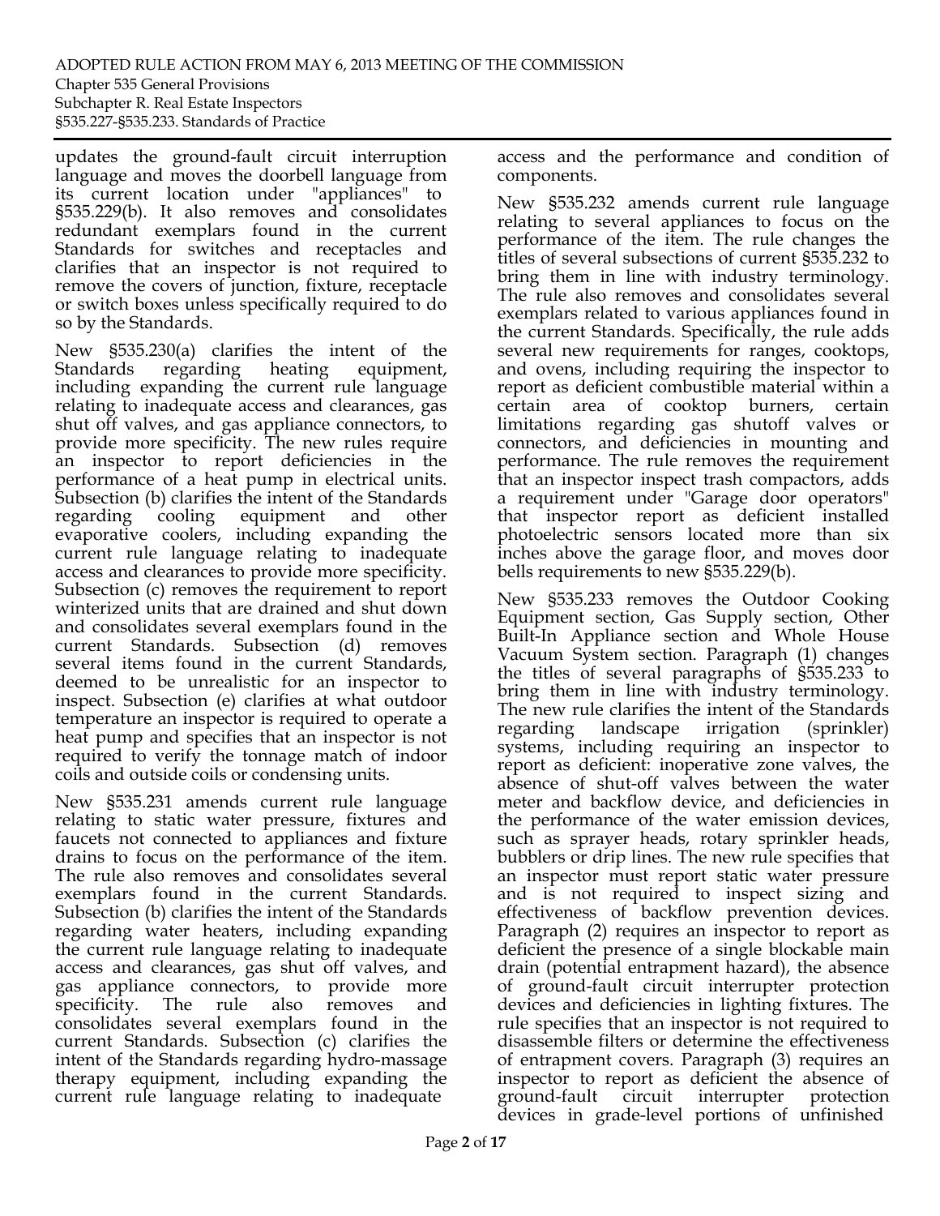updates the ground-fault circuit interruption language and moves the doorbell language from its current location under "appliances" to §535.229(b). It also removes and consolidates redundant exemplars found in the current Standards for switches and receptacles and clarifies that an inspector is not required to remove the covers of junction, fixture, receptacle or switch boxes unless specifically required to do so by the Standards.

New §535.230(a) clarifies the intent of the Standards regarding heating equipment, including expanding the current rule language relating to inadequate access and clearances, gas shut off valves, and gas appliance connectors, to provide more specificity. The new rules require an inspector to report deficiencies in the performance of a heat pump in electrical units. Subsection (b) clarifies the intent of the Standards regarding cooling equipment and other evaporative coolers, including expanding the current rule language relating to inadequate access and clearances to provide more specificity. Subsection (c) removes the requirement to report winterized units that are drained and shut down and consolidates several exemplars found in the current Standards. Subsection (d) removes several items found in the current Standards, deemed to be unrealistic for an inspector to inspect. Subsection (e) clarifies at what outdoor temperature an inspector is required to operate a heat pump and specifies that an inspector is not required to verify the tonnage match of indoor coils and outside coils or condensing units.

New §535.231 amends current rule language relating to static water pressure, fixtures and faucets not connected to appliances and fixture drains to focus on the performance of the item. The rule also removes and consolidates several exemplars found in the current Standards. Subsection (b) clarifies the intent of the Standards regarding water heaters, including expanding the current rule language relating to inadequate access and clearances, gas shut off valves, and gas appliance connectors, to provide more specificity. The rule also removes and consolidates several exemplars found in the current Standards. Subsection (c) clarifies the intent of the Standards regarding hydro-massage therapy equipment, including expanding the current rule language relating to inadequate access and the performance and condition of components.

New §535.232 amends current rule language relating to several appliances to focus on the performance of the item. The rule changes the titles of several subsections of current §535.232 to bring them in line with industry terminology. The rule also removes and consolidates several exemplars related to various appliances found in the current Standards. Specifically, the rule adds several new requirements for ranges, cooktops, and ovens, including requiring the inspector to report as deficient combustible material within a certain area of cooktop burners, certain limitations regarding gas shutoff valves or connectors, and deficiencies in mounting and performance. The rule removes the requirement that an inspector inspect trash compactors, adds a requirement under "Garage door operators" that inspector report as deficient installed photoelectric sensors located more than six inches above the garage floor, and moves door bells requirements to new §535.229(b).

New §535.233 removes the Outdoor Cooking Equipment section, Gas Supply section, Other Built-In Appliance section and Whole House Vacuum System section. Paragraph (1) changes the titles of several paragraphs of §535.233 to bring them in line with industry terminology. The new rule clarifies the intent of the Standards regarding landscape irrigation (sprinkler) systems, including requiring an inspector to report as deficient: inoperative zone valves, the absence of shut-off valves between the water meter and backflow device, and deficiencies in the performance of the water emission devices, such as sprayer heads, rotary sprinkler heads, bubblers or drip lines. The new rule specifies that an inspector must report static water pressure and is not required to inspect sizing and effectiveness of backflow prevention devices. Paragraph (2) requires an inspector to report as deficient the presence of a single blockable main drain (potential entrapment hazard), the absence of ground-fault circuit interrupter protection devices and deficiencies in lighting fixtures. The rule specifies that an inspector is not required to disassemble filters or determine the effectiveness of entrapment covers. Paragraph (3) requires an inspector to report as deficient the absence of ground-fault circuit interrupter protection devices in grade-level portions of unfinished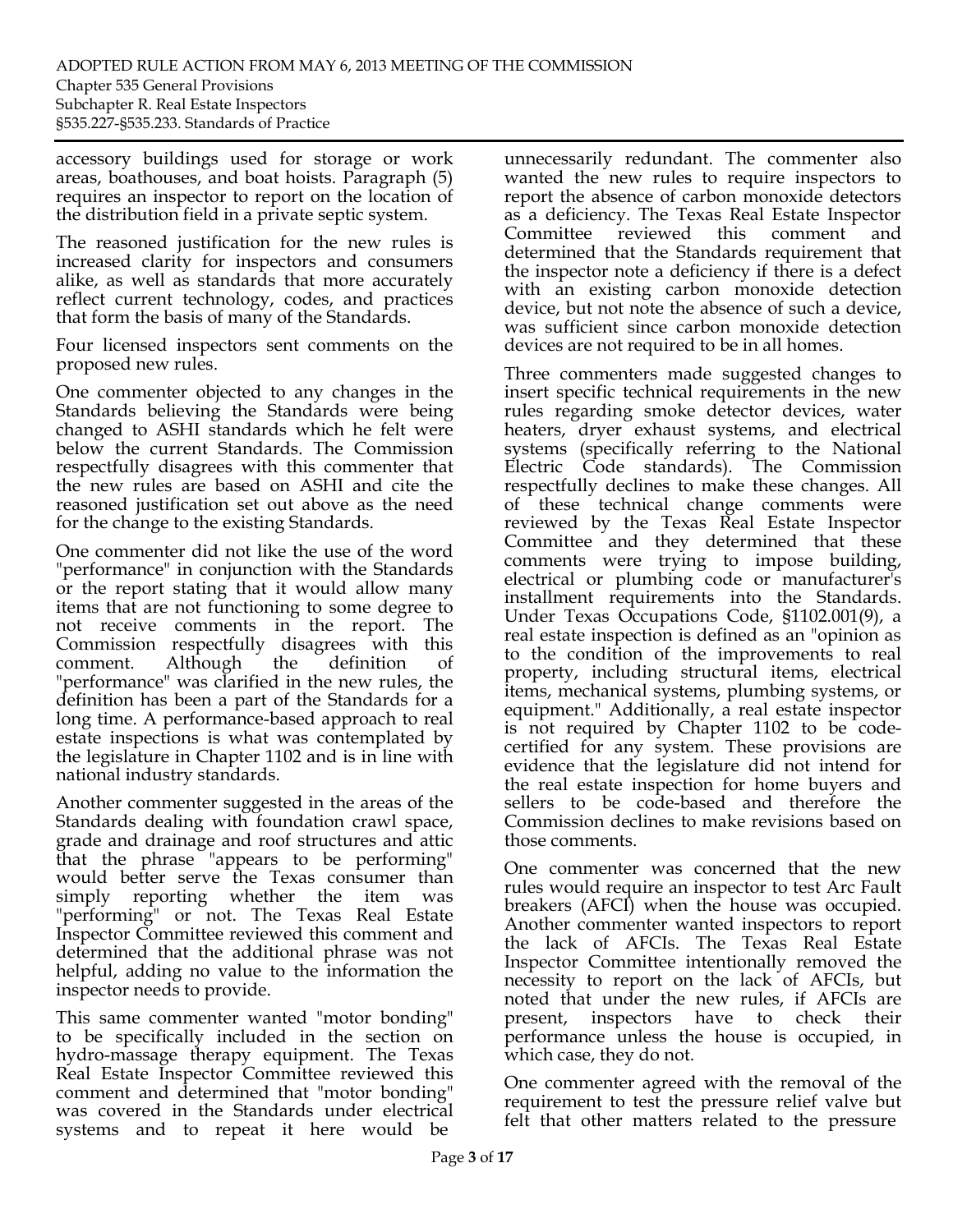accessory buildings used for storage or work areas, boathouses, and boat hoists. Paragraph (5) requires an inspector to report on the location of the distribution field in a private septic system.

The reasoned justification for the new rules is increased clarity for inspectors and consumers alike, as well as standards that more accurately reflect current technology, codes, and practices that form the basis of many of the Standards.

Four licensed inspectors sent comments on the proposed new rules.

One commenter objected to any changes in the Standards believing the Standards were being changed to ASHI standards which he felt were below the current Standards. The Commission respectfully disagrees with this commenter that the new rules are based on ASHI and cite the reasoned justification set out above as the need for the change to the existing Standards.

One commenter did not like the use of the word "performance" in conjunction with the Standards or the report stating that it would allow many items that are not functioning to some degree to not receive comments in the report. The Commission respectfully disagrees with this comment. Although the definition of "performance" was clarified in the new rules, the definition has been a part of the Standards for a long time. A performance-based approach to real estate inspections is what was contemplated by the legislature in Chapter 1102 and is in line with national industry standards.

Another commenter suggested in the areas of the Standards dealing with foundation crawl space, grade and drainage and roof structures and attic that the phrase "appears to be performing" would better serve the Texas consumer than simply reporting whether the item was "performing" or not. The Texas Real Estate Inspector Committee reviewed this comment and determined that the additional phrase was not helpful, adding no value to the information the inspector needs to provide.

This same commenter wanted "motor bonding" to be specifically included in the section on hydro-massage therapy equipment. The Texas Real Estate Inspector Committee reviewed this comment and determined that "motor bonding" was covered in the Standards under electrical systems and to repeat it here would be unnecessarily redundant. The commenter also wanted the new rules to require inspectors to report the absence of carbon monoxide detectors as a deficiency. The Texas Real Estate Inspector Committee reviewed this comment and determined that the Standards requirement that the inspector note a deficiency if there is a defect with an existing carbon monoxide detection device, but not note the absence of such a device, was sufficient since carbon monoxide detection devices are not required to be in all homes.

Three commenters made suggested changes to insert specific technical requirements in the new rules regarding smoke detector devices, water heaters, dryer exhaust systems, and electrical systems (specifically referring to the National Electric Code standards). The Commission respectfully declines to make these changes. All of these technical change comments were reviewed by the Texas Real Estate Inspector Committee and they determined that these comments were trying to impose building, electrical or plumbing code or manufacturer's installment requirements into the Standards. Under Texas Occupations Code, §1102.001(9), a real estate inspection is defined as an "opinion as to the condition of the improvements to real property, including structural items, electrical items, mechanical systems, plumbing systems, or equipment." Additionally, a real estate inspector is not required by Chapter 1102 to be code-certified for any system. These provisions are evidence that the legislature did not intend for the real estate inspection for home buyers and sellers to be code-based and therefore the Commission declines to make revisions based on those comments.

One commenter was concerned that the new rules would require an inspector to test Arc Fault breakers (AFCI) when the house was occupied. Another commenter wanted inspectors to report the lack of AFCIs. The Texas Real Estate Inspector Committee intentionally removed the necessity to report on the lack of AFCIs, but noted that under the new rules, if AFCIs are present, inspectors have to check their performance unless the house is occupied, in which case, they do not.

One commenter agreed with the removal of the requirement to test the pressure relief valve but felt that other matters related to the pressure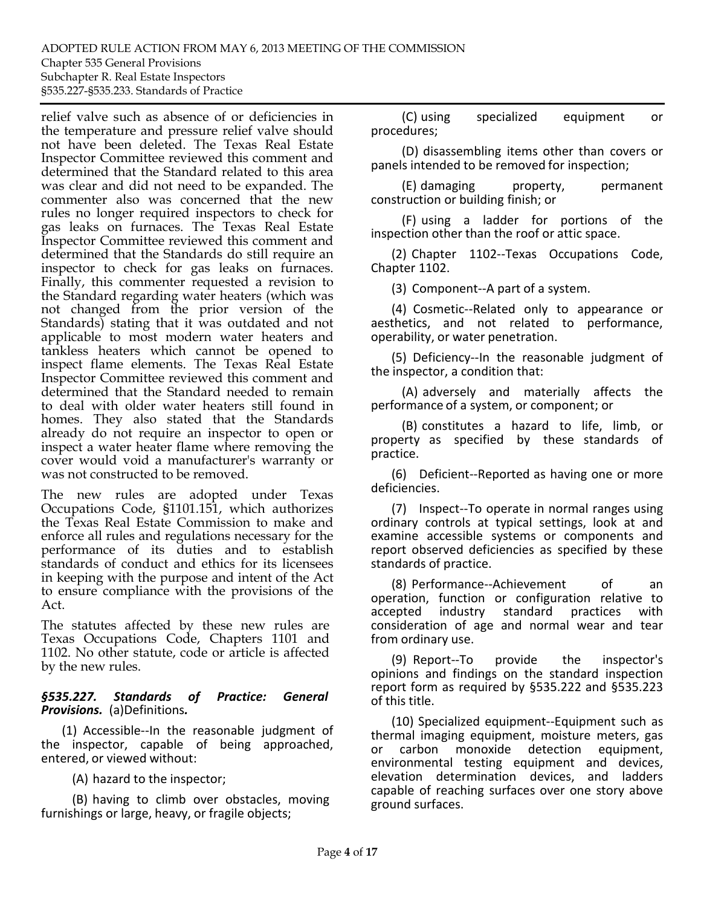relief valve such as absence of or deficiencies in the temperature and pressure relief valve should not have been deleted. The Texas Real Estate Inspector Committee reviewed this comment and determined that the Standard related to this area was clear and did not need to be expanded. The commenter also was concerned that the new rules no longer required inspectors to check for gas leaks on furnaces. The Texas Real Estate Inspector Committee reviewed this comment and determined that the Standards do still require an inspector to check for gas leaks on furnaces. Finally, this commenter requested a revision to the Standard regarding water heaters (which was not changed from the prior version of the Standards) stating that it was outdated and not applicable to most modern water heaters and tankless heaters which cannot be opened to inspect flame elements. The Texas Real Estate Inspector Committee reviewed this comment and determined that the Standard needed to remain to deal with older water heaters still found in homes. They also stated that the Standards already do not require an inspector to open or inspect a water heater flame where removing the cover would void a manufacturer's warranty or was not constructed to be removed.

The new rules are adopted under Texas Occupations Code, §1101.151, which authorizes the Texas Real Estate Commission to make and enforce all rules and regulations necessary for the performance of its duties and to establish standards of conduct and ethics for its licensees in keeping with the purpose and intent of the Act to ensure compliance with the provisions of the Act.

The statutes affected by these new rules are Texas Occupations Code, Chapters 1101 and 1102. No other statute, code or article is affected by the new rules.

***§535.227. Standards of Practice: General Provisions.*** (a)Definitions***.***

(1) Accessible--In the reasonable judgment of the inspector, capable of being approached, entered, or viewed without:

(A) hazard to the inspector;

(B) having to climb over obstacles, moving furnishings or large, heavy, or fragile objects;

(C) using specialized equipment or procedures;

(D) disassembling items other than covers or panels intended to be removed for inspection;

(E) damaging property, permanent construction or building finish; or

(F) using a ladder for portions of the inspection other than the roof or attic space.

(2) Chapter 1102--Texas Occupations Code, Chapter 1102.

(3) Component--A part of a system.

(4) Cosmetic--Related only to appearance or aesthetics, and not related to performance, operability, or water penetration.

(5) Deficiency--In the reasonable judgment of the inspector, a condition that:

(A) adversely and materially affects the performance of a system, or component; or

(B) constitutes a hazard to life, limb, or property as specified by these standards of practice.

(6) Deficient--Reported as having one or more deficiencies.

(7) Inspect--To operate in normal ranges using ordinary controls at typical settings, look at and examine accessible systems or components and report observed deficiencies as specified by these standards of practice.

(8) Performance--Achievement of an operation, function or configuration relative to accepted industry standard practices with consideration of age and normal wear and tear from ordinary use.

(9) Report--To provide the inspector's opinions and findings on the standard inspection report form as required by §535.222 and §535.223 of this title.

(10) Specialized equipment--Equipment such as thermal imaging equipment, moisture meters, gas or carbon monoxide detection equipment, environmental testing equipment and devices, elevation determination devices, and ladders capable of reaching surfaces over one story above ground surfaces.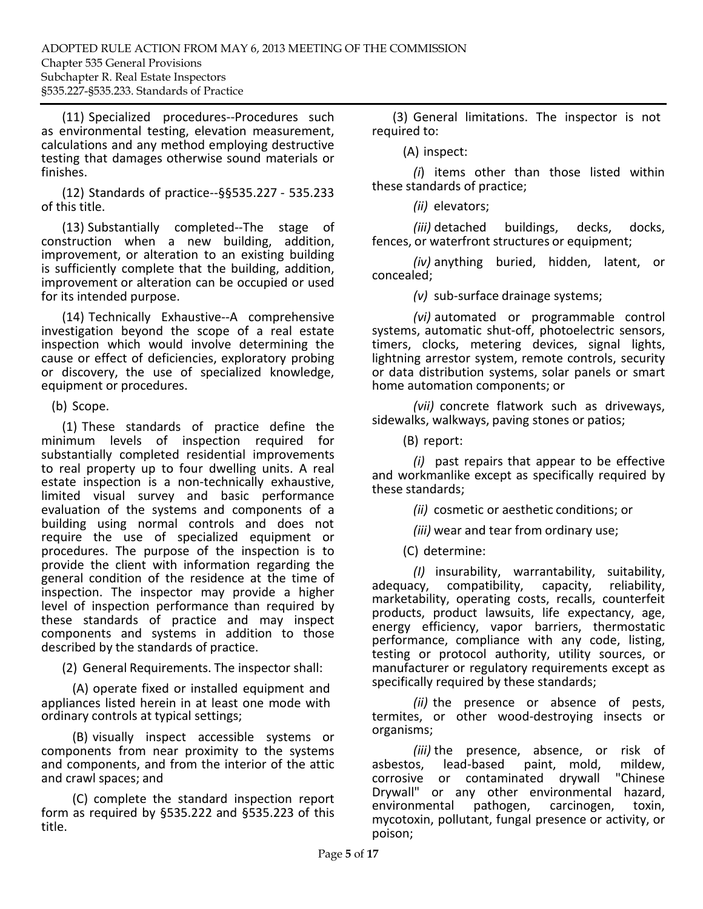(11) Specialized procedures--Procedures such as environmental testing, elevation measurement, calculations and any method employing destructive testing that damages otherwise sound materials or finishes.

(12) Standards of practice--§§535.227 - 535.233 of this title.

(13) Substantially completed--The stage of construction when a new building, addition, improvement, or alteration to an existing building is sufficiently complete that the building, addition, improvement or alteration can be occupied or used for its intended purpose.

(14) Technically Exhaustive--A comprehensive investigation beyond the scope of a real estate inspection which would involve determining the cause or effect of deficiencies, exploratory probing or discovery, the use of specialized knowledge, equipment or procedures.

(b) Scope.

(1) These standards of practice define the minimum levels of inspection required for substantially completed residential improvements to real property up to four dwelling units. A real estate inspection is a non-technically exhaustive, limited visual survey and basic performance evaluation of the systems and components of a building using normal controls and does not require the use of specialized equipment or procedures. The purpose of the inspection is to provide the client with information regarding the general condition of the residence at the time of inspection. The inspector may provide a higher level of inspection performance than required by these standards of practice and may inspect components and systems in addition to those described by the standards of practice.

(2) General Requirements. The inspector shall:

(A) operate fixed or installed equipment and appliances listed herein in at least one mode with ordinary controls at typical settings;

(B) visually inspect accessible systems or components from near proximity to the systems and components, and from the interior of the attic and crawl spaces; and

(C) complete the standard inspection report form as required by §535.222 and §535.223 of this title.

(3) General limitations. The inspector is not required to:

(A) inspect:

*(i)* items other than those listed within these standards of practice;

*(ii)* elevators;

*(iii)* detached buildings, decks, docks, fences, or waterfront structures or equipment;

*(iv)* anything buried, hidden, latent, or concealed;

*(v)* sub-surface drainage systems;

*(vi)* automated or programmable control systems, automatic shut-off, photoelectric sensors, timers, clocks, metering devices, signal lights, lightning arrestor system, remote controls, security or data distribution systems, solar panels or smart home automation components; or

*(vii)* concrete flatwork such as driveways, sidewalks, walkways, paving stones or patios;

(B) report:

*(i)* past repairs that appear to be effective and workmanlike except as specifically required by these standards;

*(ii)* cosmetic or aesthetic conditions; or

*(iii)* wear and tear from ordinary use;

(C) determine:

*(I)* insurability, warrantability, suitability, adequacy, compatibility, capacity, reliability, marketability, operating costs, recalls, counterfeit products, product lawsuits, life expectancy, age, energy efficiency, vapor barriers, thermostatic performance, compliance with any code, listing, testing or protocol authority, utility sources, or manufacturer or regulatory requirements except as specifically required by these standards;

*(ii)* the presence or absence of pests, termites, or other wood-destroying insects or organisms;

*(iii)* the presence, absence, or risk of asbestos, lead-based paint, mold, mildew, corrosive or contaminated drywall "Chinese Drywall" or any other environmental hazard, environmental pathogen, carcinogen, toxin, mycotoxin, pollutant, fungal presence or activity, or poison;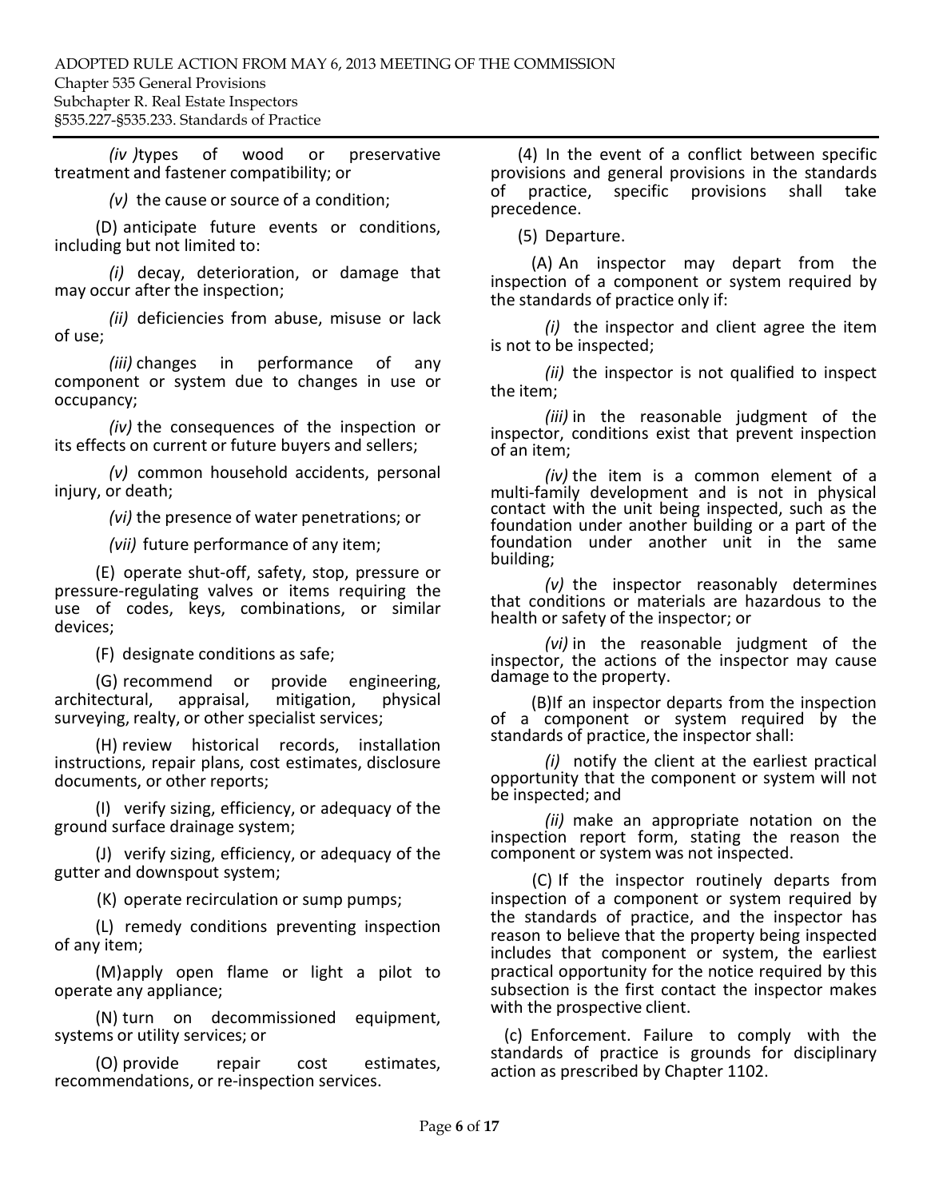*(iv )*types of wood or preservative treatment and fastener compatibility; or

*(v)* the cause or source of a condition;

(D) anticipate future events or conditions, including but not limited to:

*(i)* decay, deterioration, or damage that may occur after the inspection;

*(ii)* deficiencies from abuse, misuse or lack of use;

*(iii)* changes in performance of any component or system due to changes in use or occupancy;

*(iv)* the consequences of the inspection or its effects on current or future buyers and sellers;

*(v)* common household accidents, personal injury, or death;

*(vi)* the presence of water penetrations; or

*(vii)* future performance of any item;

(E) operate shut-off, safety, stop, pressure or pressure-regulating valves or items requiring the use of codes, keys, combinations, or similar devices;

(F) designate conditions as safe;

(G) recommend or provide engineering, architectural, appraisal, mitigation, physical surveying, realty, or other specialist services;

(H) review historical records, installation instructions, repair plans, cost estimates, disclosure documents, or other reports;

(I) verify sizing, efficiency, or adequacy of the ground surface drainage system;

(J) verify sizing, efficiency, or adequacy of the gutter and downspout system;

(K) operate recirculation or sump pumps;

(L) remedy conditions preventing inspection of any item;

(M)apply open flame or light a pilot to operate any appliance;

(N) turn on decommissioned equipment, systems or utility services; or

(O) provide repair cost estimates, recommendations, or re-inspection services.

(4) In the event of a conflict between specific provisions and general provisions in the standards of practice, specific provisions shall take precedence.

(5) Departure.

(A) An inspector may depart from the inspection of a component or system required by the standards of practice only if:

*(i)* the inspector and client agree the item is not to be inspected;

*(ii)* the inspector is not qualified to inspect the item;

*(iii)* in the reasonable judgment of the inspector, conditions exist that prevent inspection of an item;

*(iv)* the item is a common element of a multi-family development and is not in physical contact with the unit being inspected, such as the foundation under another building or a part of the foundation under another unit in the same building;

*(v)* the inspector reasonably determines that conditions or materials are hazardous to the health or safety of the inspector; or

*(vi)* in the reasonable judgment of the inspector, the actions of the inspector may cause damage to the property.

(B)If an inspector departs from the inspection of a component or system required by the standards of practice, the inspector shall:

*(i)* notify the client at the earliest practical opportunity that the component or system will not be inspected; and

*(ii)* make an appropriate notation on the inspection report form, stating the reason the component or system was not inspected.

(C) If the inspector routinely departs from inspection of a component or system required by the standards of practice, and the inspector has reason to believe that the property being inspected includes that component or system, the earliest practical opportunity for the notice required by this subsection is the first contact the inspector makes with the prospective client.

(c) Enforcement. Failure to comply with the standards of practice is grounds for disciplinary action as prescribed by Chapter 1102.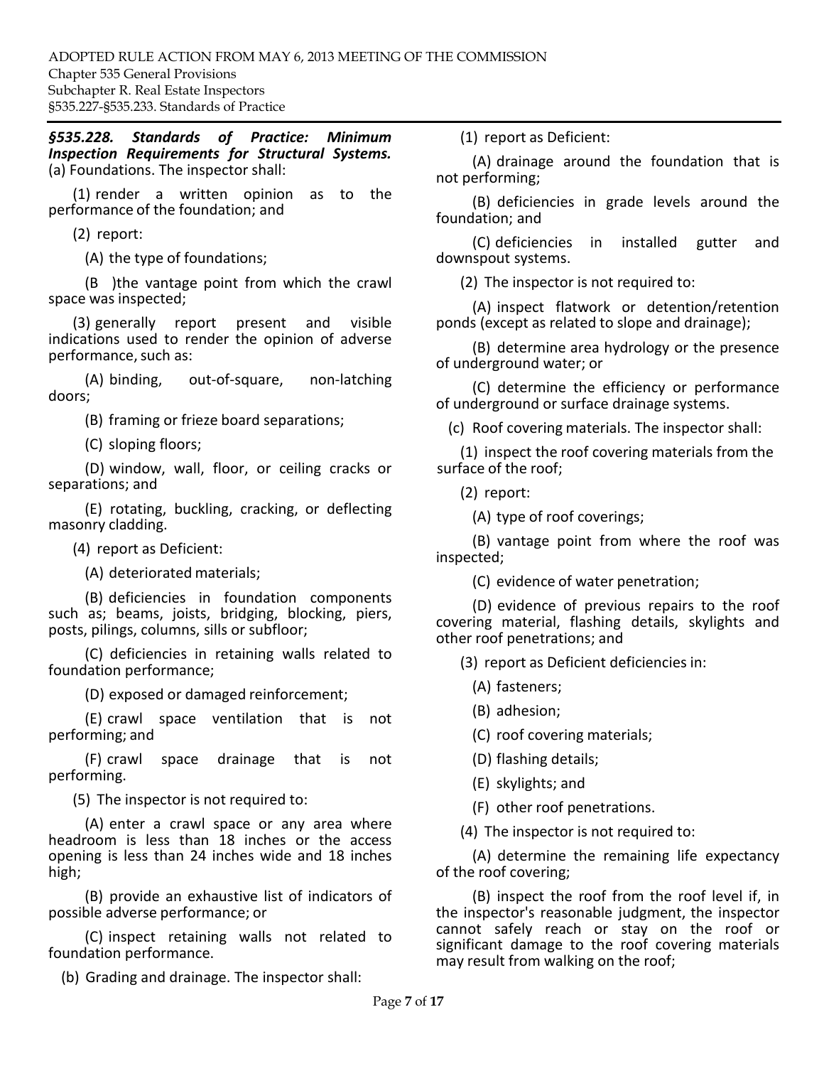***§535.228. Standards of Practice: Minimum Inspection Requirements for Structural Systems.***

(a) Foundations. The inspector shall:

(1) render a written opinion as to the performance of the foundation; and

(2) report:

(A) the type of foundations;

(B )the vantage point from which the crawl space was inspected;

(3) generally report present and visible indications used to render the opinion of adverse performance, such as:

(A) binding, out-of-square, non-latching doors;

(B) framing or frieze board separations;

(C) sloping floors;

(D) window, wall, floor, or ceiling cracks or separations; and

(E) rotating, buckling, cracking, or deflecting masonry cladding.

(4) report as Deficient:

(A) deteriorated materials;

(B) deficiencies in foundation components such as; beams, joists, bridging, blocking, piers, posts, pilings, columns, sills or subfloor;

(C) deficiencies in retaining walls related to foundation performance;

(D) exposed or damaged reinforcement;

(E) crawl space ventilation that is not performing; and

(F) crawl space drainage that is not performing.

(5) The inspector is not required to:

(A) enter a crawl space or any area where headroom is less than 18 inches or the access opening is less than 24 inches wide and 18 inches high;

(B) provide an exhaustive list of indicators of possible adverse performance; or

(C) inspect retaining walls not related to foundation performance.

(b) Grading and drainage. The inspector shall:

(1) report as Deficient:

(A) drainage around the foundation that is not performing;

(B) deficiencies in grade levels around the foundation; and

(C) deficiencies in installed gutter and downspout systems.

(2) The inspector is not required to:

(A) inspect flatwork or detention/retention ponds (except as related to slope and drainage);

(B) determine area hydrology or the presence of underground water; or

(C) determine the efficiency or performance of underground or surface drainage systems.

(c) Roof covering materials. The inspector shall:

(1) inspect the roof covering materials from the surface of the roof;

(2) report:

(A) type of roof coverings;

(B) vantage point from where the roof was inspected;

(C) evidence of water penetration;

(D) evidence of previous repairs to the roof covering material, flashing details, skylights and other roof penetrations; and

(3) report as Deficient deficiencies in:

(A) fasteners;

(B) adhesion;

(C) roof covering materials;

(D) flashing details;

(E) skylights; and

(F) other roof penetrations.

(4) The inspector is not required to:

(A) determine the remaining life expectancy of the roof covering;

(B) inspect the roof from the roof level if, in the inspector's reasonable judgment, the inspector cannot safely reach or stay on the roof or significant damage to the roof covering materials may result from walking on the roof;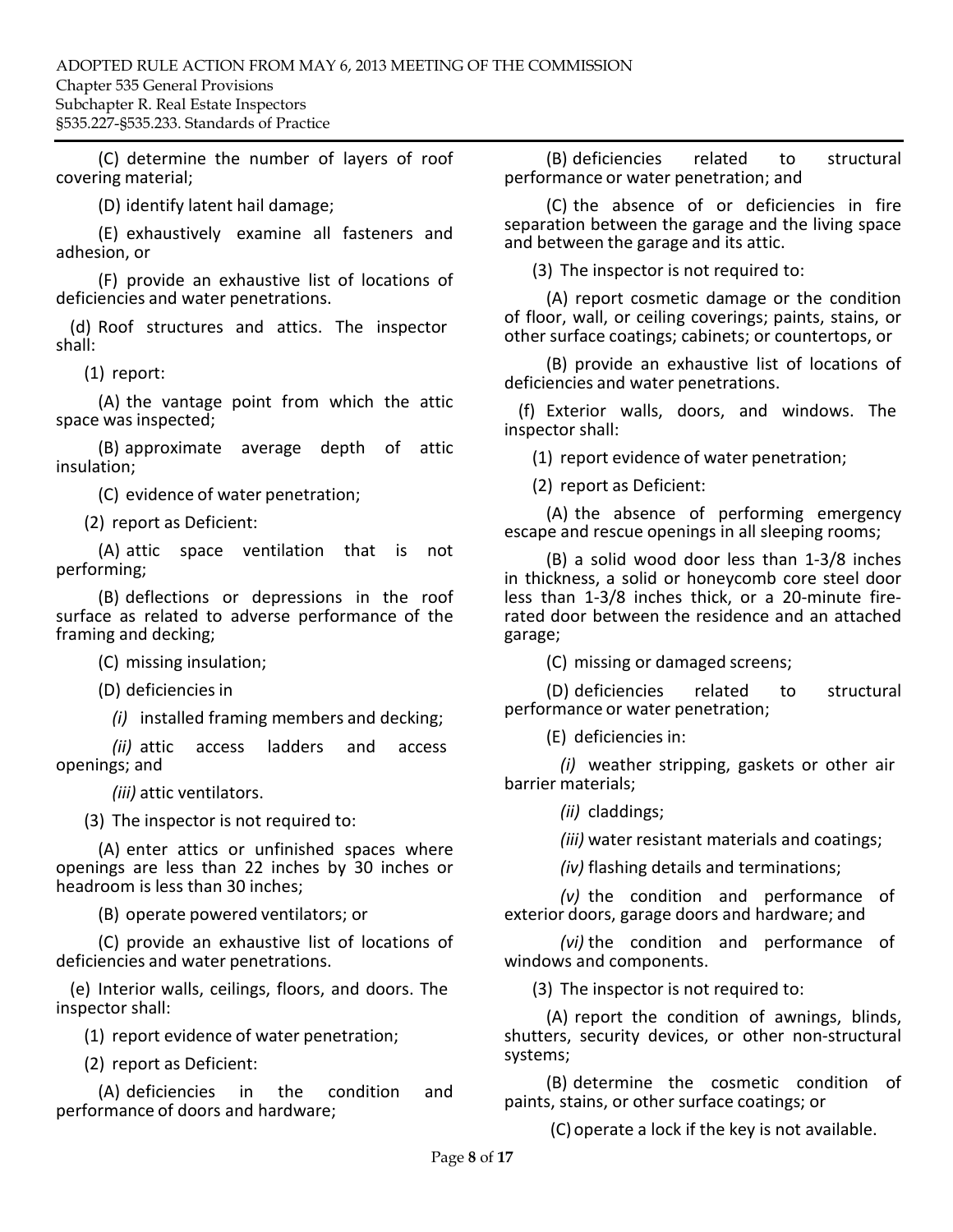(C) determine the number of layers of roof covering material;

(D) identify latent hail damage;

(E) exhaustively examine all fasteners and adhesion, or

(F) provide an exhaustive list of locations of deficiencies and water penetrations.

(d) Roof structures and attics. The inspector shall:

(1) report:

(A) the vantage point from which the attic space was inspected;

(B) approximate average depth of attic insulation;

(C) evidence of water penetration;

(2) report as Deficient:

(A) attic space ventilation that is not performing;

(B) deflections or depressions in the roof surface as related to adverse performance of the framing and decking;

(C) missing insulation;

(D) deficiencies in

*(i)* installed framing members and decking;

*(ii)* attic access ladders and access openings; and

*(iii)* attic ventilators.

(3) The inspector is not required to:

(A) enter attics or unfinished spaces where openings are less than 22 inches by 30 inches or headroom is less than 30 inches;

(B) operate powered ventilators; or

(C) provide an exhaustive list of locations of deficiencies and water penetrations.

(e) Interior walls, ceilings, floors, and doors. The inspector shall:

(1) report evidence of water penetration;

(2) report as Deficient:

(A) deficiencies in the condition and performance of doors and hardware;

(B) deficiencies related to structural performance or water penetration; and

(C) the absence of or deficiencies in fire separation between the garage and the living space and between the garage and its attic.

(3) The inspector is not required to:

(A) report cosmetic damage or the condition of floor, wall, or ceiling coverings; paints, stains, or other surface coatings; cabinets; or countertops, or

(B) provide an exhaustive list of locations of deficiencies and water penetrations.

(f) Exterior walls, doors, and windows. The inspector shall:

(1) report evidence of water penetration;

(2) report as Deficient:

(A) the absence of performing emergency escape and rescue openings in all sleeping rooms;

(B) a solid wood door less than 1-3/8 inches in thickness, a solid or honeycomb core steel door less than 1-3/8 inches thick, or a 20-minute fire-rated door between the residence and an attached garage;

(C) missing or damaged screens;

(D) deficiencies related to structural performance or water penetration;

(E) deficiencies in:

*(i)* weather stripping, gaskets or other air barrier materials;

*(ii)* claddings;

*(iii)* water resistant materials and coatings;

*(iv)* flashing details and terminations;

*(v)* the condition and performance of exterior doors, garage doors and hardware; and

*(vi)* the condition and performance of windows and components.

(3) The inspector is not required to:

(A) report the condition of awnings, blinds, shutters, security devices, or other non-structural systems;

(B) determine the cosmetic condition of paints, stains, or other surface coatings; or

(C) operate a lock if the key is not available.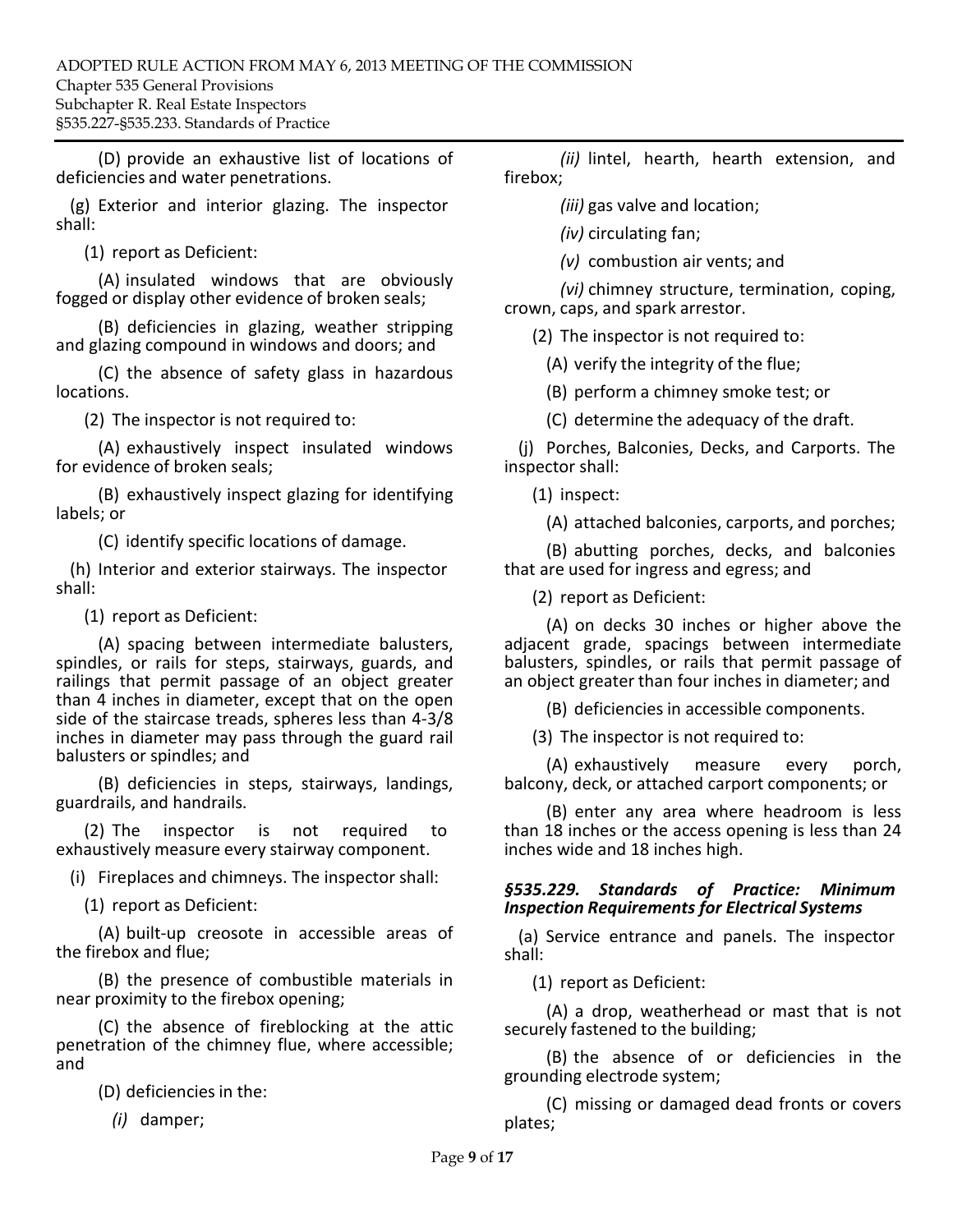(D) provide an exhaustive list of locations of deficiencies and water penetrations.

(g) Exterior and interior glazing. The inspector shall:

(1) report as Deficient:

(A) insulated windows that are obviously fogged or display other evidence of broken seals;

(B) deficiencies in glazing, weather stripping and glazing compound in windows and doors; and

(C) the absence of safety glass in hazardous locations.

(2) The inspector is not required to:

(A) exhaustively inspect insulated windows for evidence of broken seals;

(B) exhaustively inspect glazing for identifying labels; or

(C) identify specific locations of damage.

(h) Interior and exterior stairways. The inspector shall:

(1) report as Deficient:

(A) spacing between intermediate balusters, spindles, or rails for steps, stairways, guards, and railings that permit passage of an object greater than 4 inches in diameter, except that on the open side of the staircase treads, spheres less than 4-3/8 inches in diameter may pass through the guard rail balusters or spindles; and

(B) deficiencies in steps, stairways, landings, guardrails, and handrails.

(2) The inspector is not required to exhaustively measure every stairway component.

(i) Fireplaces and chimneys. The inspector shall:

(1) report as Deficient:

(A) built-up creosote in accessible areas of the firebox and flue;

(B) the presence of combustible materials in near proximity to the firebox opening;

(C) the absence of fireblocking at the attic penetration of the chimney flue, where accessible; and

(D) deficiencies in the:

*(i)* damper;

*(ii)* lintel, hearth, hearth extension, and firebox;

*(iii)* gas valve and location;

*(iv)* circulating fan;

*(v)* combustion air vents; and

*(vi)* chimney structure, termination, coping, crown, caps, and spark arrestor.

(2) The inspector is not required to:

(A) verify the integrity of the flue;

(B) perform a chimney smoke test; or

(C) determine the adequacy of the draft.

(j) Porches, Balconies, Decks, and Carports. The inspector shall:

(1) inspect:

(A) attached balconies, carports, and porches;

(B) abutting porches, decks, and balconies that are used for ingress and egress; and

(2) report as Deficient:

(A) on decks 30 inches or higher above the adjacent grade, spacings between intermediate balusters, spindles, or rails that permit passage of an object greater than four inches in diameter; and

(B) deficiencies in accessible components.

(3) The inspector is not required to:

(A) exhaustively measure every porch, balcony, deck, or attached carport components; or

(B) enter any area where headroom is less than 18 inches or the access opening is less than 24 inches wide and 18 inches high.

### *§535.229. Standards of Practice: Minimum Inspection Requirements for Electrical Systems*

(a) Service entrance and panels. The inspector shall:

(1) report as Deficient:

(A) a drop, weatherhead or mast that is not securely fastened to the building;

(B) the absence of or deficiencies in the grounding electrode system;

(C) missing or damaged dead fronts or covers plates;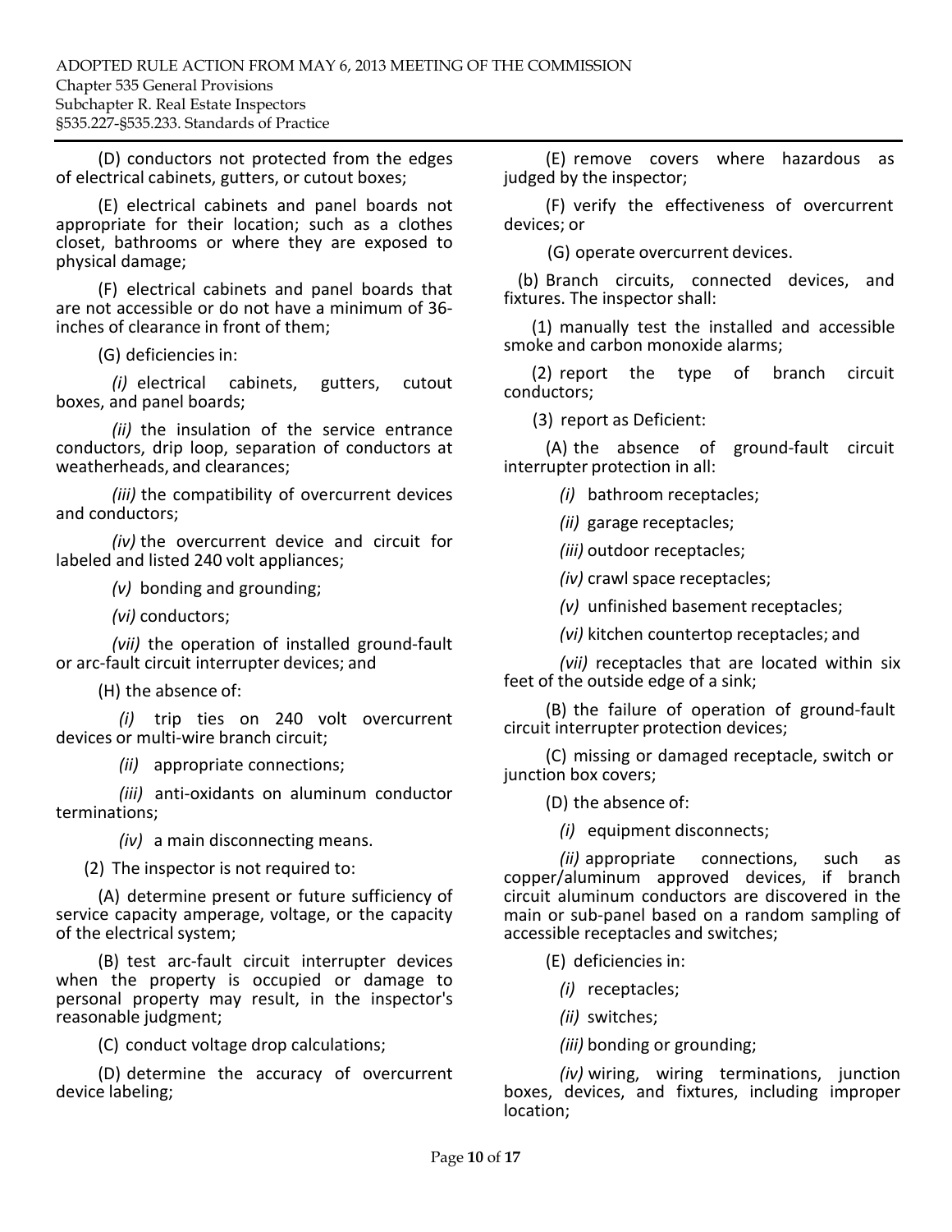(D) conductors not protected from the edges of electrical cabinets, gutters, or cutout boxes;

(E) electrical cabinets and panel boards not appropriate for their location; such as a clothes closet, bathrooms or where they are exposed to physical damage;

(F) electrical cabinets and panel boards that are not accessible or do not have a minimum of 36-inches of clearance in front of them;

(G) deficiencies in:

*(i)* electrical cabinets, gutters, cutout boxes, and panel boards;

*(ii)* the insulation of the service entrance conductors, drip loop, separation of conductors at weatherheads, and clearances;

*(iii)* the compatibility of overcurrent devices and conductors;

*(iv)* the overcurrent device and circuit for labeled and listed 240 volt appliances;

*(v)* bonding and grounding;

*(vi)* conductors;

*(vii)* the operation of installed ground-fault or arc-fault circuit interrupter devices; and

(H) the absence of:

*(i)* trip ties on 240 volt overcurrent devices or multi-wire branch circuit;

*(ii)* appropriate connections;

*(iii)* anti-oxidants on aluminum conductor terminations;

*(iv)* a main disconnecting means.

(2) The inspector is not required to:

(A) determine present or future sufficiency of service capacity amperage, voltage, or the capacity of the electrical system;

(B) test arc-fault circuit interrupter devices when the property is occupied or damage to personal property may result, in the inspector's reasonable judgment;

(C) conduct voltage drop calculations;

(D) determine the accuracy of overcurrent device labeling;

(E) remove covers where hazardous as judged by the inspector;

(F) verify the effectiveness of overcurrent devices; or

(G) operate overcurrent devices.

(b) Branch circuits, connected devices, and fixtures. The inspector shall:

(1) manually test the installed and accessible smoke and carbon monoxide alarms;

(2) report the type of branch circuit conductors;

(3) report as Deficient:

(A) the absence of ground-fault circuit interrupter protection in all:

*(i)* bathroom receptacles;

*(ii)* garage receptacles;

*(iii)* outdoor receptacles;

*(iv)* crawl space receptacles;

*(v)* unfinished basement receptacles;

*(vi)* kitchen countertop receptacles; and

*(vii)* receptacles that are located within six feet of the outside edge of a sink;

(B) the failure of operation of ground-fault circuit interrupter protection devices;

(C) missing or damaged receptacle, switch or junction box covers;

(D) the absence of:

*(i)* equipment disconnects;

*(ii)* appropriate connections, such as copper/aluminum approved devices, if branch circuit aluminum conductors are discovered in the main or sub-panel based on a random sampling of accessible receptacles and switches;

(E) deficiencies in:

*(i)* receptacles;

*(ii)* switches;

*(iii)* bonding or grounding;

*(iv)* wiring, wiring terminations, junction boxes, devices, and fixtures, including improper location;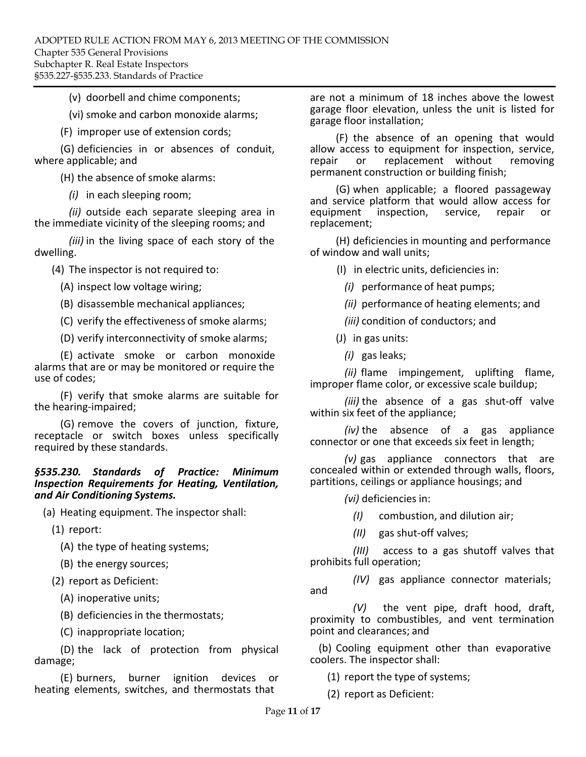(v) doorbell and chime components;

(vi) smoke and carbon monoxide alarms;

(F) improper use of extension cords;

(G) deficiencies in or absences of conduit, where applicable; and

(H) the absence of smoke alarms:

*(i)* in each sleeping room;

*(ii)* outside each separate sleeping area in the immediate vicinity of the sleeping rooms; and

*(iii)* in the living space of each story of the dwelling.

(4) The inspector is not required to:

(A) inspect low voltage wiring;

(B) disassemble mechanical appliances;

(C) verify the effectiveness of smoke alarms;

(D) verify interconnectivity of smoke alarms;

(E) activate smoke or carbon monoxide alarms that are or may be monitored or require the use of codes;

(F) verify that smoke alarms are suitable for the hearing-impaired;

(G) remove the covers of junction, fixture, receptacle or switch boxes unless specifically required by these standards.

***§535.230. Standards of Practice: Minimum Inspection Requirements for Heating, Ventilation, and Air Conditioning Systems.***

(a) Heating equipment. The inspector shall:

(1) report:

(A) the type of heating systems;

(B) the energy sources;

(2) report as Deficient:

(A) inoperative units;

(B) deficiencies in the thermostats;

(C) inappropriate location;

(D) the lack of protection from physical damage;

(E) burners, burner ignition devices or heating elements, switches, and thermostats that are not a minimum of 18 inches above the lowest garage floor elevation, unless the unit is listed for garage floor installation;

(F) the absence of an opening that would allow access to equipment for inspection, service, repair or replacement without removing permanent construction or building finish;

(G) when applicable; a floored passageway and service platform that would allow access for equipment inspection, service, repair or replacement;

(H) deficiencies in mounting and performance of window and wall units;

(I) in electric units, deficiencies in:

*(i)* performance of heat pumps;

*(ii)* performance of heating elements; and

*(iii)* condition of conductors; and

(J) in gas units:

*(i)* gas leaks;

*(ii)* flame impingement, uplifting flame, improper flame color, or excessive scale buildup;

*(iii)* the absence of a gas shut-off valve within six feet of the appliance;

*(iv)* the absence of a gas appliance connector or one that exceeds six feet in length;

*(v)* gas appliance connectors that are concealed within or extended through walls, floors, partitions, ceilings or appliance housings; and

*(vi)* deficiencies in:

*(I)* combustion, and dilution air;

*(II)* gas shut-off valves;

*(III)* access to a gas shutoff valves that prohibits full operation;

*(IV)* gas appliance connector materials; and

*(V)* the vent pipe, draft hood, draft, proximity to combustibles, and vent termination point and clearances; and

(b) Cooling equipment other than evaporative coolers. The inspector shall:

(1) report the type of systems;

(2) report as Deficient: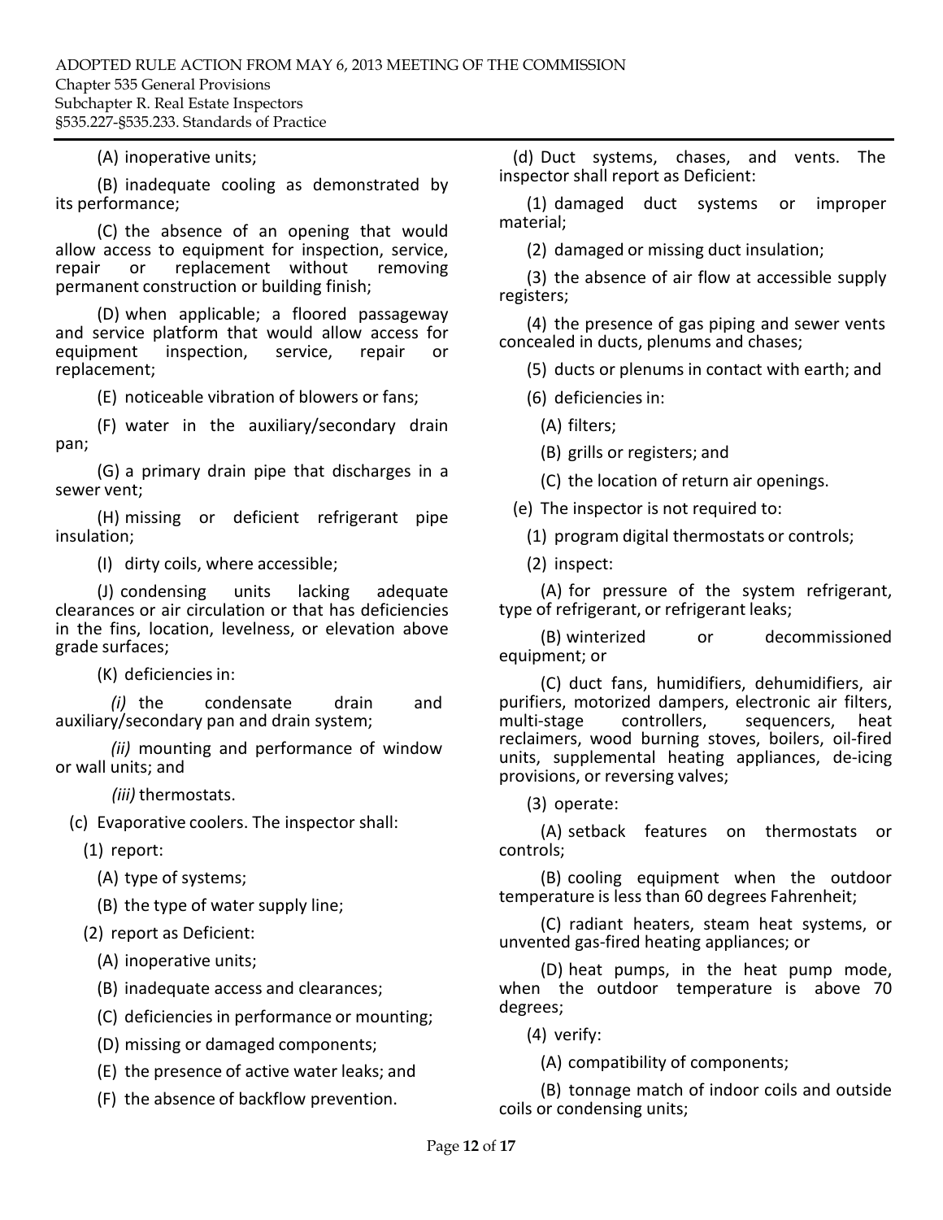(A) inoperative units;

(B) inadequate cooling as demonstrated by its performance;

(C) the absence of an opening that would allow access to equipment for inspection, service, repair or replacement without removing permanent construction or building finish;

(D) when applicable; a floored passageway and service platform that would allow access for equipment inspection, service, repair or replacement;

(E) noticeable vibration of blowers or fans;

(F) water in the auxiliary/secondary drain pan;

(G) a primary drain pipe that discharges in a sewer vent;

(H) missing or deficient refrigerant pipe insulation;

(I) dirty coils, where accessible;

(J) condensing units lacking adequate clearances or air circulation or that has deficiencies in the fins, location, levelness, or elevation above grade surfaces;

(K) deficiencies in:

*(i)* the condensate drain and auxiliary/secondary pan and drain system;

*(ii)* mounting and performance of window or wall units; and

*(iii)* thermostats.

(c) Evaporative coolers. The inspector shall:

(1) report:

(A) type of systems;

(B) the type of water supply line;

(2) report as Deficient:

(A) inoperative units;

(B) inadequate access and clearances;

(C) deficiencies in performance or mounting;

(D) missing or damaged components;

(E) the presence of active water leaks; and

(F) the absence of backflow prevention.

(d) Duct systems, chases, and vents. The inspector shall report as Deficient:

(1) damaged duct systems or improper material;

(2) damaged or missing duct insulation;

(3) the absence of air flow at accessible supply registers;

(4) the presence of gas piping and sewer vents concealed in ducts, plenums and chases;

(5) ducts or plenums in contact with earth; and

(6) deficiencies in:

(A) filters;

(B) grills or registers; and

(C) the location of return air openings.

(e) The inspector is not required to:

(1) program digital thermostats or controls;

(2) inspect:

(A) for pressure of the system refrigerant, type of refrigerant, or refrigerant leaks;

(B) winterized or decommissioned equipment; or

(C) duct fans, humidifiers, dehumidifiers, air purifiers, motorized dampers, electronic air filters, multi-stage controllers, sequencers, heat reclaimers, wood burning stoves, boilers, oil-fired units, supplemental heating appliances, de-icing provisions, or reversing valves;

(3) operate:

(A) setback features on thermostats or controls;

(B) cooling equipment when the outdoor temperature is less than 60 degrees Fahrenheit;

(C) radiant heaters, steam heat systems, or unvented gas-fired heating appliances; or

(D) heat pumps, in the heat pump mode, when the outdoor temperature is above 70 degrees;

(4) verify:

(A) compatibility of components;

(B) tonnage match of indoor coils and outside coils or condensing units;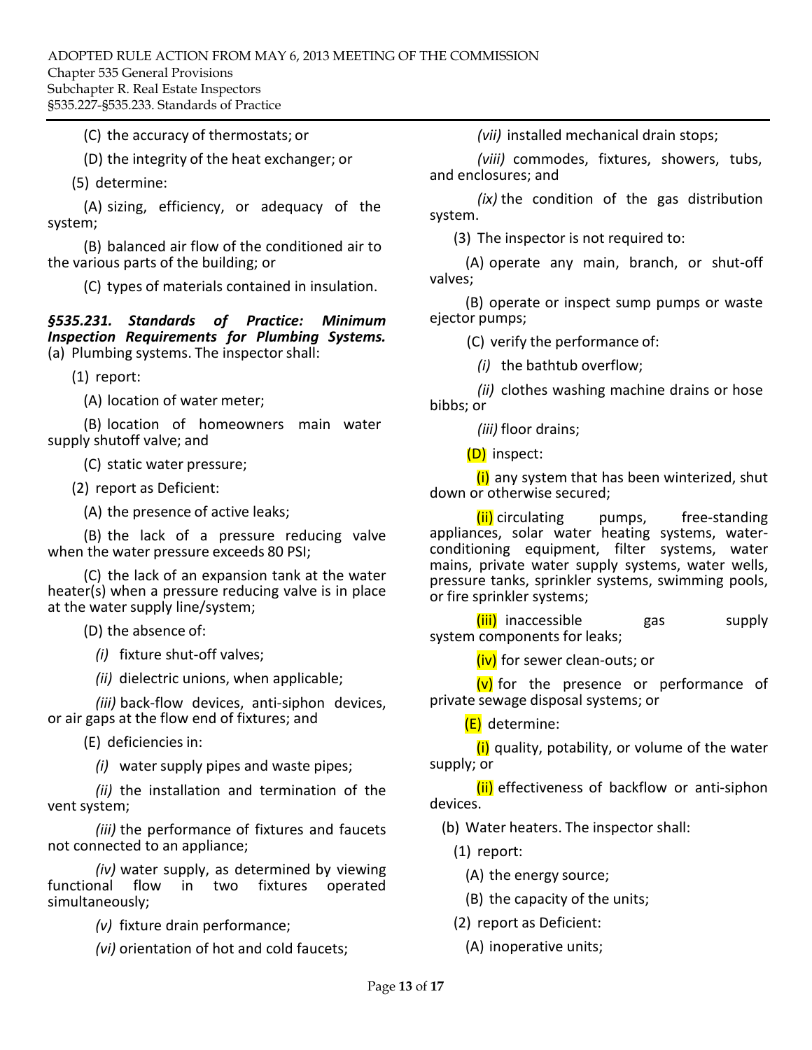(C) the accuracy of thermostats; or

(D) the integrity of the heat exchanger; or

(5) determine:

(A) sizing, efficiency, or adequacy of the system;

(B) balanced air flow of the conditioned air to the various parts of the building; or

(C) types of materials contained in insulation.

***§535.231. Standards of Practice: Minimum Inspection Requirements for Plumbing Systems.***

(a) Plumbing systems. The inspector shall:

(1) report:

(A) location of water meter;

(B) location of homeowners main water supply shutoff valve; and

(C) static water pressure;

(2) report as Deficient:

(A) the presence of active leaks;

(B) the lack of a pressure reducing valve when the water pressure exceeds 80 PSI;

(C) the lack of an expansion tank at the water heater(s) when a pressure reducing valve is in place at the water supply line/system;

(D) the absence of:

*(i)* fixture shut-off valves;

*(ii)* dielectric unions, when applicable;

*(iii)* back-flow devices, anti-siphon devices, or air gaps at the flow end of fixtures; and

(E) deficiencies in:

*(i)* water supply pipes and waste pipes;

*(ii)* the installation and termination of the vent system;

*(iii)* the performance of fixtures and faucets not connected to an appliance;

*(iv)* water supply, as determined by viewing functional flow in two fixtures operated simultaneously;

*(v)* fixture drain performance;

*(vi)* orientation of hot and cold faucets;

*(vii)* installed mechanical drain stops;

*(viii)* commodes, fixtures, showers, tubs, and enclosures; and

*(ix)* the condition of the gas distribution system.

(3) The inspector is not required to:

(A) operate any main, branch, or shut-off valves;

(B) operate or inspect sump pumps or waste ejector pumps;

(C) verify the performance of:

*(i)* the bathtub overflow;

*(ii)* clothes washing machine drains or hose bibbs; or

*(iii)* floor drains;

(D) inspect:

(i) any system that has been winterized, shut down or otherwise secured;

(ii) circulating pumps, free-standing appliances, solar water heating systems, water-conditioning equipment, filter systems, water mains, private water supply systems, water wells, pressure tanks, sprinkler systems, swimming pools, or fire sprinkler systems;

(iii) inaccessible gas supply system components for leaks;

(iv) for sewer clean-outs; or

(v) for the presence or performance of private sewage disposal systems; or

(E) determine:

(i) quality, potability, or volume of the water supply; or

(ii) effectiveness of backflow or anti-siphon devices.

(b) Water heaters. The inspector shall:

(1) report:

(A) the energy source;

(B) the capacity of the units;

(2) report as Deficient:

(A) inoperative units;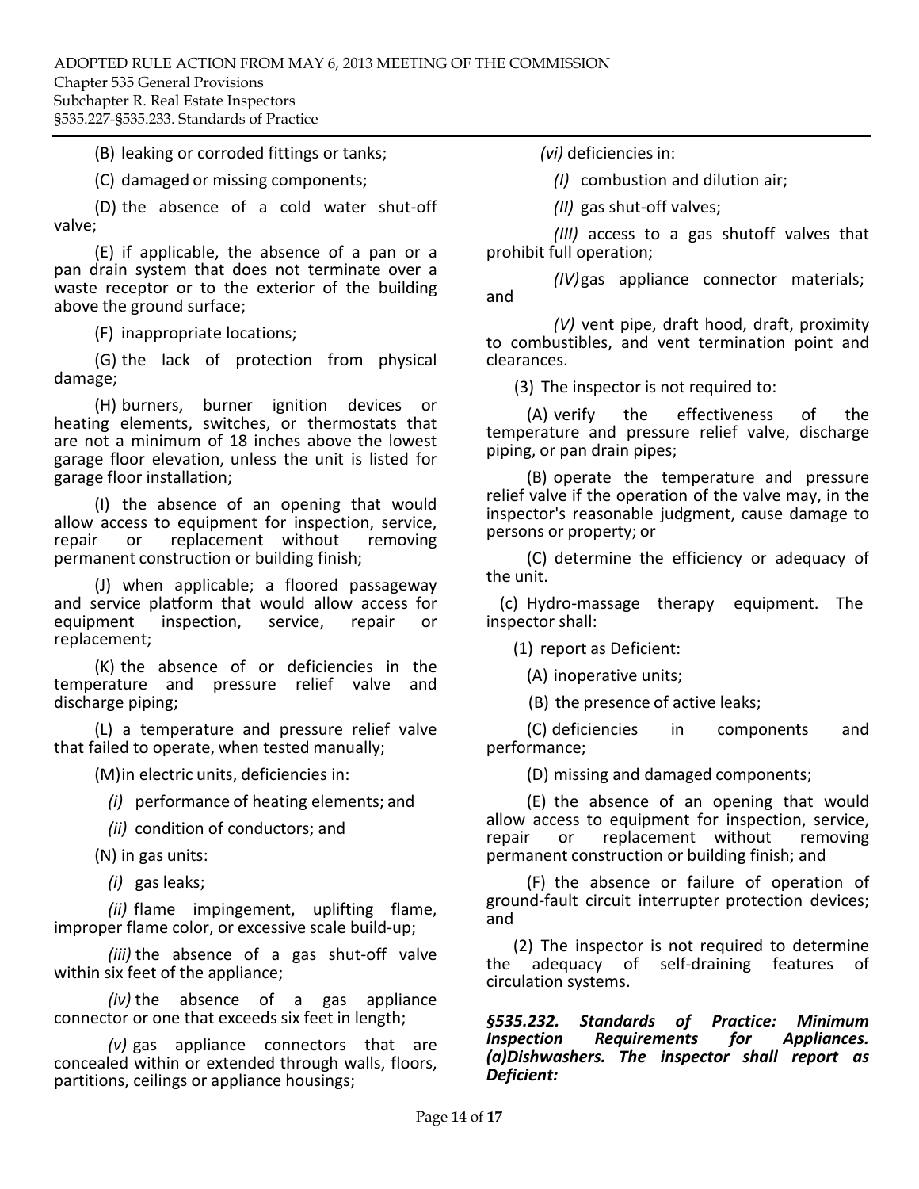(B) leaking or corroded fittings or tanks;

(C) damaged or missing components;

(D) the absence of a cold water shut-off valve;

(E) if applicable, the absence of a pan or a pan drain system that does not terminate over a waste receptor or to the exterior of the building above the ground surface;

(F) inappropriate locations;

(G) the lack of protection from physical damage;

(H) burners, burner ignition devices or heating elements, switches, or thermostats that are not a minimum of 18 inches above the lowest garage floor elevation, unless the unit is listed for garage floor installation;

(I) the absence of an opening that would allow access to equipment for inspection, service, repair or replacement without removing permanent construction or building finish;

(J) when applicable; a floored passageway and service platform that would allow access for equipment inspection, service, repair or replacement;

(K) the absence of or deficiencies in the temperature and pressure relief valve and discharge piping;

(L) a temperature and pressure relief valve that failed to operate, when tested manually;

(M) in electric units, deficiencies in:

*(i)* performance of heating elements; and

*(ii)* condition of conductors; and

(N) in gas units:

*(i)* gas leaks;

*(ii)* flame impingement, uplifting flame, improper flame color, or excessive scale build-up;

*(iii)* the absence of a gas shut-off valve within six feet of the appliance;

*(iv)* the absence of a gas appliance connector or one that exceeds six feet in length;

*(v)* gas appliance connectors that are concealed within or extended through walls, floors, partitions, ceilings or appliance housings;

*(vi)* deficiencies in:

*(I)* combustion and dilution air;

*(II)* gas shut-off valves;

*(III)* access to a gas shutoff valves that prohibit full operation;

*(IV)* gas appliance connector materials; and

*(V)* vent pipe, draft hood, draft, proximity to combustibles, and vent termination point and clearances.

(3) The inspector is not required to:

(A) verify the effectiveness of the temperature and pressure relief valve, discharge piping, or pan drain pipes;

(B) operate the temperature and pressure relief valve if the operation of the valve may, in the inspector's reasonable judgment, cause damage to persons or property; or

(C) determine the efficiency or adequacy of the unit.

(c) Hydro-massage therapy equipment. The inspector shall:

(1) report as Deficient:

(A) inoperative units;

(B) the presence of active leaks;

(C) deficiencies in components and performance;

(D) missing and damaged components;

(E) the absence of an opening that would allow access to equipment for inspection, service, repair or replacement without removing permanent construction or building finish; and

(F) the absence or failure of operation of ground-fault circuit interrupter protection devices; and

(2) The inspector is not required to determine the adequacy of self-draining features of circulation systems.

***§535.232. Standards of Practice: Minimum Inspection Requirements for Appliances. (a) Dishwashers. The inspector shall report as Deficient:***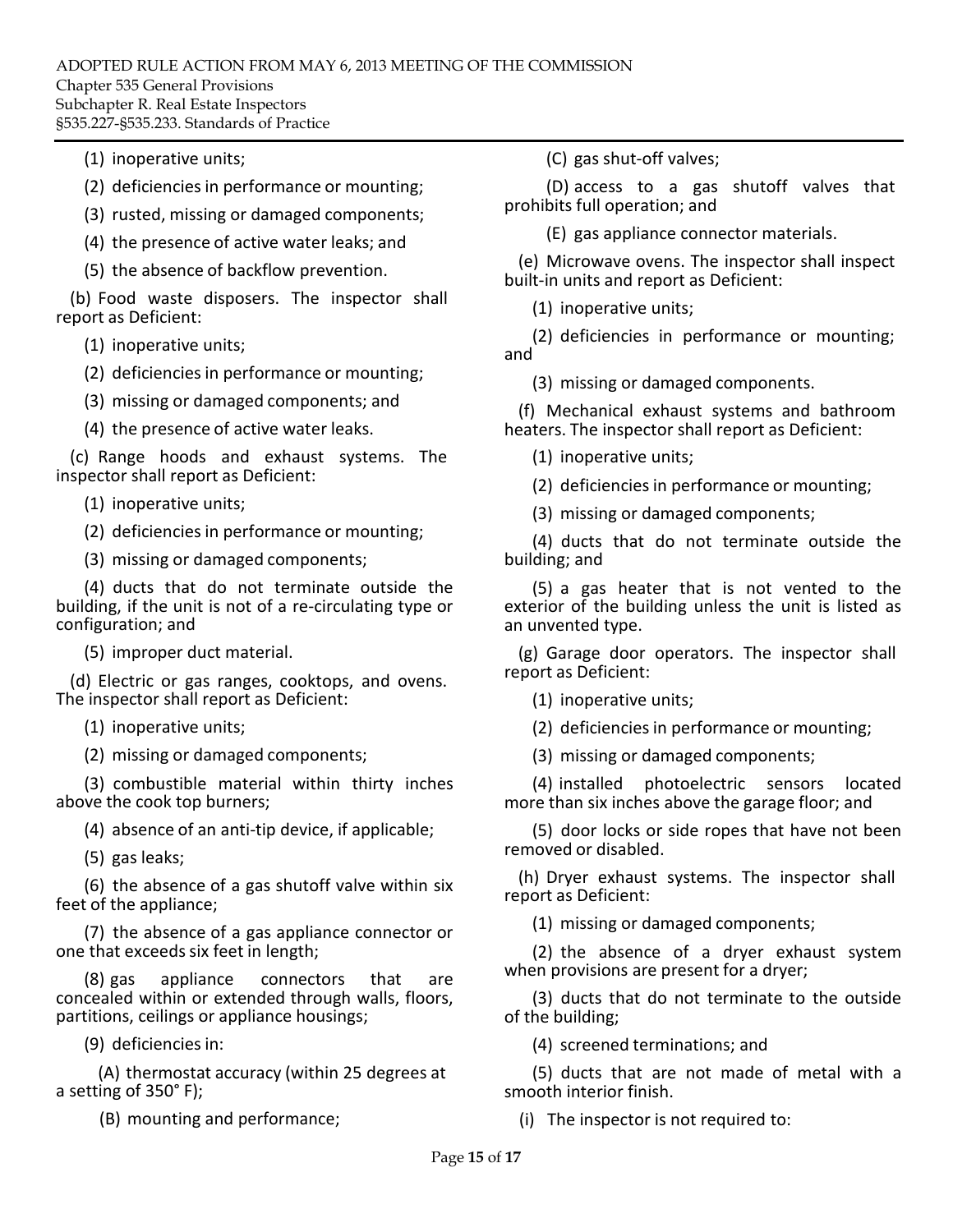(1) inoperative units;

(2) deficiencies in performance or mounting;

(3) rusted, missing or damaged components;

(4) the presence of active water leaks; and

(5) the absence of backflow prevention.

(b) Food waste disposers. The inspector shall report as Deficient:

(1) inoperative units;

(2) deficiencies in performance or mounting;

(3) missing or damaged components; and

(4) the presence of active water leaks.

(c) Range hoods and exhaust systems. The inspector shall report as Deficient:

(1) inoperative units;

(2) deficiencies in performance or mounting;

(3) missing or damaged components;

(4) ducts that do not terminate outside the building, if the unit is not of a re-circulating type or configuration; and

(5) improper duct material.

(d) Electric or gas ranges, cooktops, and ovens. The inspector shall report as Deficient:

(1) inoperative units;

(2) missing or damaged components;

(3) combustible material within thirty inches above the cook top burners;

(4) absence of an anti-tip device, if applicable;

(5) gas leaks;

(6) the absence of a gas shutoff valve within six feet of the appliance;

(7) the absence of a gas appliance connector or one that exceeds six feet in length;

(8) gas appliance connectors that are concealed within or extended through walls, floors, partitions, ceilings or appliance housings;

(9) deficiencies in:

(A) thermostat accuracy (within 25 degrees at a setting of 350° F);

(B) mounting and performance;

(C) gas shut-off valves;

(D) access to a gas shutoff valves that prohibits full operation; and

(E) gas appliance connector materials.

(e) Microwave ovens. The inspector shall inspect built-in units and report as Deficient:

(1) inoperative units;

(2) deficiencies in performance or mounting; and

(3) missing or damaged components.

(f) Mechanical exhaust systems and bathroom heaters. The inspector shall report as Deficient:

(1) inoperative units;

(2) deficiencies in performance or mounting;

(3) missing or damaged components;

(4) ducts that do not terminate outside the building; and

(5) a gas heater that is not vented to the exterior of the building unless the unit is listed as an unvented type.

(g) Garage door operators. The inspector shall report as Deficient:

(1) inoperative units;

(2) deficiencies in performance or mounting;

(3) missing or damaged components;

(4) installed photoelectric sensors located more than six inches above the garage floor; and

(5) door locks or side ropes that have not been removed or disabled.

(h) Dryer exhaust systems. The inspector shall report as Deficient:

(1) missing or damaged components;

(2) the absence of a dryer exhaust system when provisions are present for a dryer;

(3) ducts that do not terminate to the outside of the building;

(4) screened terminations; and

(5) ducts that are not made of metal with a smooth interior finish.

(i) The inspector is not required to: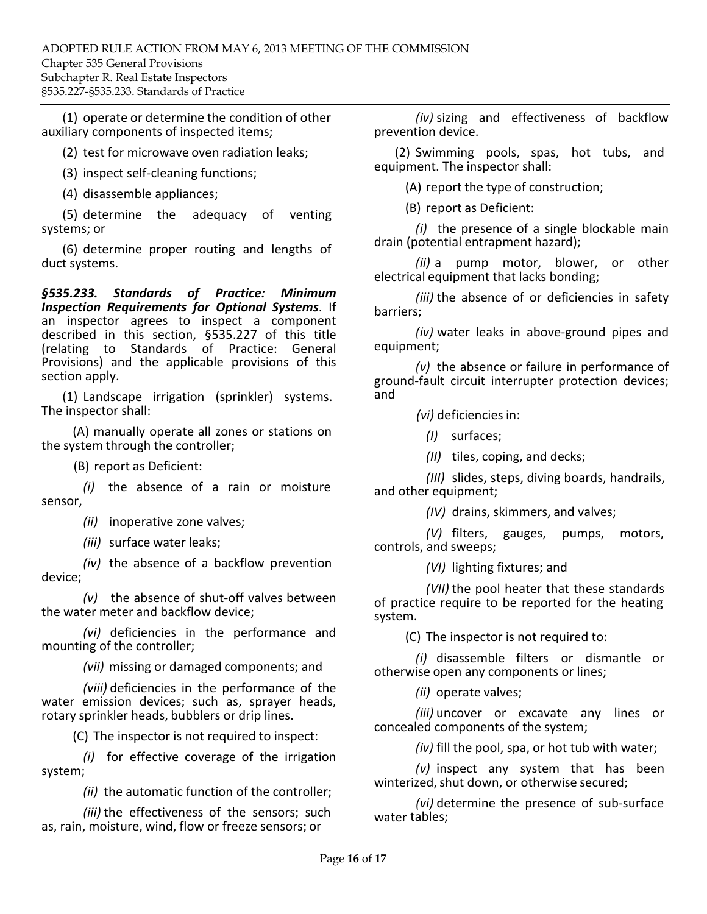(1) operate or determine the condition of other auxiliary components of inspected items;

(2) test for microwave oven radiation leaks;

(3) inspect self-cleaning functions;

(4) disassemble appliances;

(5) determine the adequacy of venting systems; or

(6) determine proper routing and lengths of duct systems.

***§535.233. Standards of Practice: Minimum Inspection Requirements for Optional Systems***. If an inspector agrees to inspect a component described in this section, §535.227 of this title (relating to Standards of Practice: General Provisions) and the applicable provisions of this section apply.

(1) Landscape irrigation (sprinkler) systems. The inspector shall:

(A) manually operate all zones or stations on the system through the controller;

(B) report as Deficient:

*(i)* the absence of a rain or moisture sensor,

*(ii)* inoperative zone valves;

*(iii)* surface water leaks;

*(iv)* the absence of a backflow prevention device;

*(v)* the absence of shut-off valves between the water meter and backflow device;

*(vi)* deficiencies in the performance and mounting of the controller;

*(vii)* missing or damaged components; and

*(viii)* deficiencies in the performance of the water emission devices; such as, sprayer heads, rotary sprinkler heads, bubblers or drip lines.

(C) The inspector is not required to inspect:

*(i)* for effective coverage of the irrigation system;

*(ii)* the automatic function of the controller;

*(iii)* the effectiveness of the sensors; such as, rain, moisture, wind, flow or freeze sensors; or

*(iv)* sizing and effectiveness of backflow prevention device.

(2) Swimming pools, spas, hot tubs, and equipment. The inspector shall:

(A) report the type of construction;

(B) report as Deficient:

*(i)* the presence of a single blockable main drain (potential entrapment hazard);

*(ii)* a pump motor, blower, or other electrical equipment that lacks bonding;

*(iii)* the absence of or deficiencies in safety barriers;

*(iv)* water leaks in above-ground pipes and equipment;

*(v)* the absence or failure in performance of ground-fault circuit interrupter protection devices; and

*(vi)* deficiencies in:

*(I)* surfaces;

*(II)* tiles, coping, and decks;

*(III)* slides, steps, diving boards, handrails, and other equipment;

*(IV)* drains, skimmers, and valves;

*(V)* filters, gauges, pumps, motors, controls, and sweeps;

*(VI)* lighting fixtures; and

*(VII)* the pool heater that these standards of practice require to be reported for the heating system.

(C) The inspector is not required to:

*(i)* disassemble filters or dismantle or otherwise open any components or lines;

*(ii)* operate valves;

*(iii)* uncover or excavate any lines or concealed components of the system;

*(iv)* fill the pool, spa, or hot tub with water;

*(v)* inspect any system that has been winterized, shut down, or otherwise secured;

*(vi)* determine the presence of sub-surface water tables;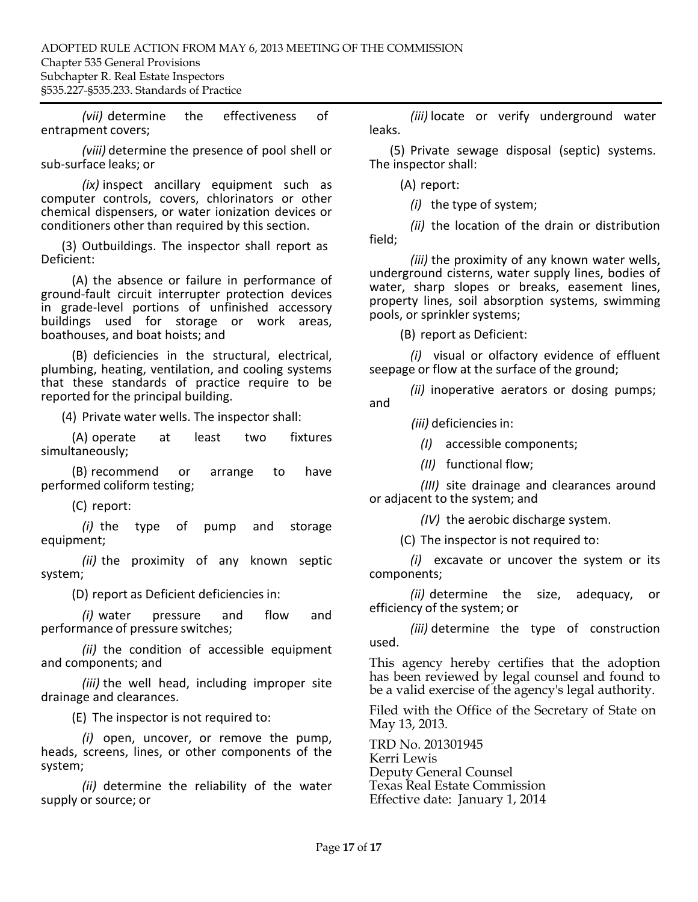*(vii)* determine the effectiveness of entrapment covers;

*(viii)* determine the presence of pool shell or sub-surface leaks; or

*(ix)* inspect ancillary equipment such as computer controls, covers, chlorinators or other chemical dispensers, or water ionization devices or conditioners other than required by this section.

(3) Outbuildings. The inspector shall report as Deficient:

(A) the absence or failure in performance of ground-fault circuit interrupter protection devices in grade-level portions of unfinished accessory buildings used for storage or work areas, boathouses, and boat hoists; and

(B) deficiencies in the structural, electrical, plumbing, heating, ventilation, and cooling systems that these standards of practice require to be reported for the principal building.

(4) Private water wells. The inspector shall:

(A) operate at least two fixtures simultaneously;

(B) recommend or arrange to have performed coliform testing;

(C) report:

*(i)* the type of pump and storage equipment;

*(ii)* the proximity of any known septic system;

(D) report as Deficient deficiencies in:

*(i)* water pressure and flow and performance of pressure switches;

*(ii)* the condition of accessible equipment and components; and

*(iii)* the well head, including improper site drainage and clearances.

(E) The inspector is not required to:

*(i)* open, uncover, or remove the pump, heads, screens, lines, or other components of the system;

*(ii)* determine the reliability of the water supply or source; or

*(iii)* locate or verify underground water leaks.

(5) Private sewage disposal (septic) systems. The inspector shall:

(A) report:

*(i)* the type of system;

*(ii)* the location of the drain or distribution field;

*(iii)* the proximity of any known water wells, underground cisterns, water supply lines, bodies of water, sharp slopes or breaks, easement lines, property lines, soil absorption systems, swimming pools, or sprinkler systems;

(B) report as Deficient:

*(i)* visual or olfactory evidence of effluent seepage or flow at the surface of the ground;

*(ii)* inoperative aerators or dosing pumps; and

*(iii)* deficiencies in:

*(I)* accessible components;

*(II)* functional flow;

*(III)* site drainage and clearances around or adjacent to the system; and

*(IV)* the aerobic discharge system.

(C) The inspector is not required to:

*(i)* excavate or uncover the system or its components;

*(ii)* determine the size, adequacy, or efficiency of the system; or

*(iii)* determine the type of construction used.

This agency hereby certifies that the adoption has been reviewed by legal counsel and found to be a valid exercise of the agency's legal authority.

Filed with the Office of the Secretary of State on May 13, 2013.

TRD No. 201301945
Kerri Lewis
Deputy General Counsel
Texas Real Estate Commission
Effective date: January 1, 2014